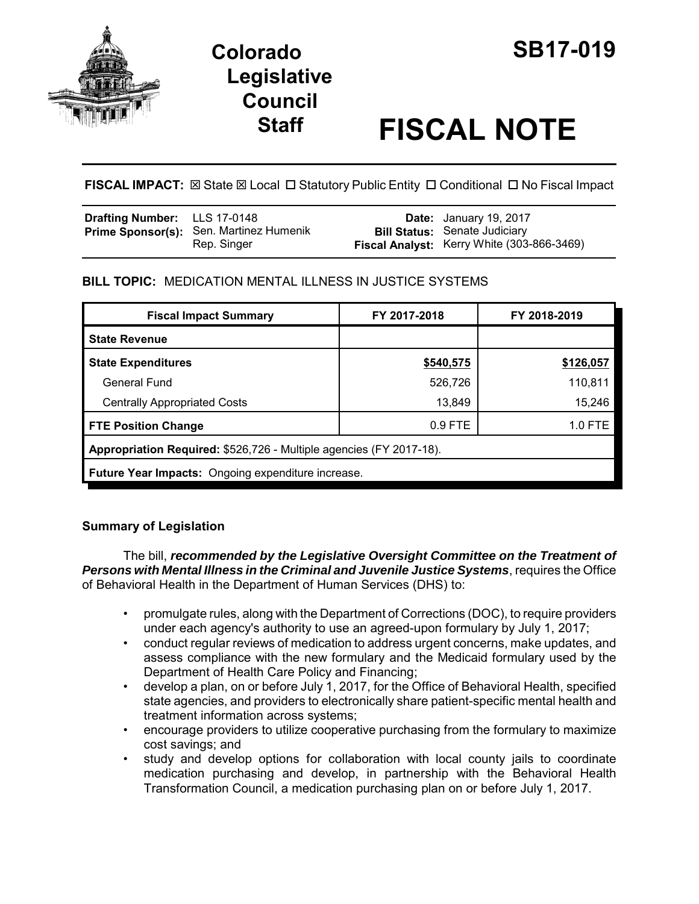# Colorado Legislative Council Staff

# SB17-019

# FISCAL NOTE

**FISCAL IMPACT:** ☒ State ☒ Local ☐ Statutory Public Entity ☐ Conditional ☐ No Fiscal Impact

| | | | |
|---|---|---|---|
| **Drafting Number:** | LLS 17-0148 | **Date:** | January 19, 2017 |
| **Prime Sponsor(s):** | Sen. Martinez Humenik<br>Rep. Singer | **Bill Status:** | Senate Judiciary |
| | | **Fiscal Analyst:** | Kerry White (303-866-3469) |

**BILL TOPIC:** MEDICATION MENTAL ILLNESS IN JUSTICE SYSTEMS

| Fiscal Impact Summary | FY 2017-2018 | FY 2018-2019 |
|---|---|---|
| **State Revenue** | | |
| **State Expenditures** | **$540,575** | **$126,057** |
| General Fund | 526,726 | 110,811 |
| Centrally Appropriated Costs | 13,849 | 15,246 |
| **FTE Position Change** | 0.9 FTE | 1.0 FTE |
| **Appropriation Required:** $526,726 - Multiple agencies (FY 2017-18). | | |
| **Future Year Impacts:** Ongoing expenditure increase. | | |

## Summary of Legislation

The bill, ***recommended by the Legislative Oversight Committee on the Treatment of Persons with Mental Illness in the Criminal and Juvenile Justice Systems***, requires the Office of Behavioral Health in the Department of Human Services (DHS) to:

- promulgate rules, along with the Department of Corrections (DOC), to require providers under each agency's authority to use an agreed-upon formulary by July 1, 2017;
- conduct regular reviews of medication to address urgent concerns, make updates, and assess compliance with the new formulary and the Medicaid formulary used by the Department of Health Care Policy and Financing;
- develop a plan, on or before July 1, 2017, for the Office of Behavioral Health, specified state agencies, and providers to electronically share patient-specific mental health and treatment information across systems;
- encourage providers to utilize cooperative purchasing from the formulary to maximize cost savings; and
- study and develop options for collaboration with local county jails to coordinate medication purchasing and develop, in partnership with the Behavioral Health Transformation Council, a medication purchasing plan on or before July 1, 2017.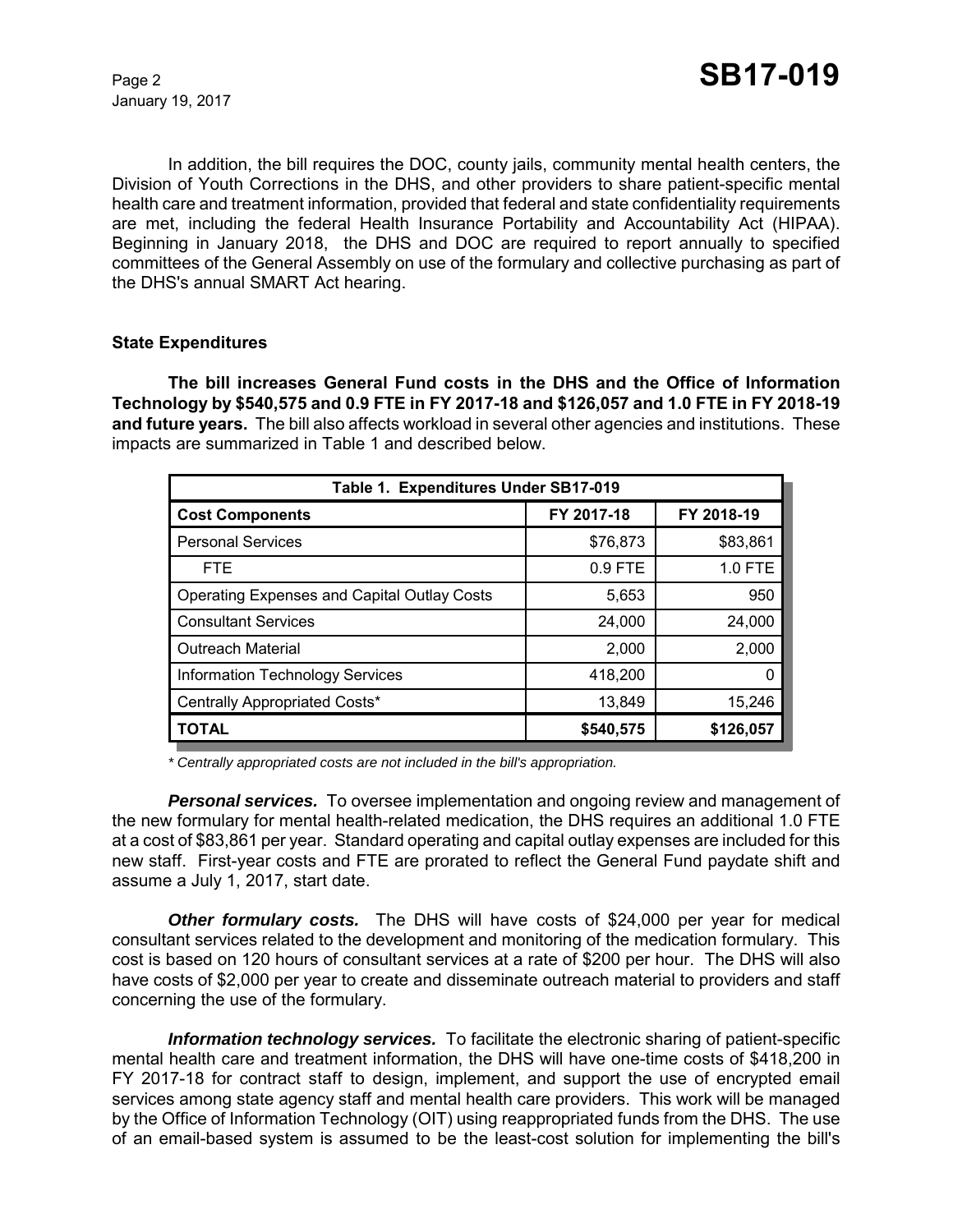In addition, the bill requires the DOC, county jails, community mental health centers, the Division of Youth Corrections in the DHS, and other providers to share patient-specific mental health care and treatment information, provided that federal and state confidentiality requirements are met, including the federal Health Insurance Portability and Accountability Act (HIPAA). Beginning in January 2018, the DHS and DOC are required to report annually to specified committees of the General Assembly on use of the formulary and collective purchasing as part of the DHS's annual SMART Act hearing.

**State Expenditures**

**The bill increases General Fund costs in the DHS and the Office of Information Technology by $540,575 and 0.9 FTE in FY 2017-18 and $126,057 and 1.0 FTE in FY 2018-19 and future years.** The bill also affects workload in several other agencies and institutions. These impacts are summarized in Table 1 and described below.

| Table 1. Expenditures Under SB17-019 | | |
|---|---|---|
| **Cost Components** | **FY 2017-18** | **FY 2018-19** |
| Personal Services | $76,873 | $83,861 |
| FTE | 0.9 FTE | 1.0 FTE |
| Operating Expenses and Capital Outlay Costs | 5,653 | 950 |
| Consultant Services | 24,000 | 24,000 |
| Outreach Material | 2,000 | 2,000 |
| Information Technology Services | 418,200 | 0 |
| Centrally Appropriated Costs* | 13,849 | 15,246 |
| **TOTAL** | **$540,575** | **$126,057** |

*\* Centrally appropriated costs are not included in the bill's appropriation.*

***Personal services.*** To oversee implementation and ongoing review and management of the new formulary for mental health-related medication, the DHS requires an additional 1.0 FTE at a cost of $83,861 per year. Standard operating and capital outlay expenses are included for this new staff. First-year costs and FTE are prorated to reflect the General Fund paydate shift and assume a July 1, 2017, start date.

***Other formulary costs.*** The DHS will have costs of $24,000 per year for medical consultant services related to the development and monitoring of the medication formulary. This cost is based on 120 hours of consultant services at a rate of $200 per hour. The DHS will also have costs of $2,000 per year to create and disseminate outreach material to providers and staff concerning the use of the formulary.

***Information technology services.*** To facilitate the electronic sharing of patient-specific mental health care and treatment information, the DHS will have one-time costs of $418,200 in FY 2017-18 for contract staff to design, implement, and support the use of encrypted email services among state agency staff and mental health care providers. This work will be managed by the Office of Information Technology (OIT) using reappropriated funds from the DHS. The use of an email-based system is assumed to be the least-cost solution for implementing the bill's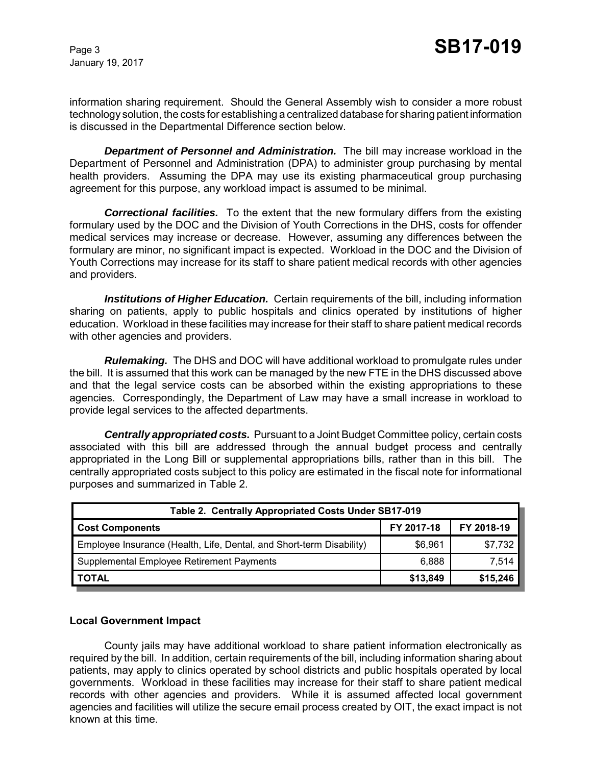information sharing requirement. Should the General Assembly wish to consider a more robust technology solution, the costs for establishing a centralized database for sharing patient information is discussed in the Departmental Difference section below.

***Department of Personnel and Administration.*** The bill may increase workload in the Department of Personnel and Administration (DPA) to administer group purchasing by mental health providers. Assuming the DPA may use its existing pharmaceutical group purchasing agreement for this purpose, any workload impact is assumed to be minimal.

***Correctional facilities.*** To the extent that the new formulary differs from the existing formulary used by the DOC and the Division of Youth Corrections in the DHS, costs for offender medical services may increase or decrease. However, assuming any differences between the formulary are minor, no significant impact is expected. Workload in the DOC and the Division of Youth Corrections may increase for its staff to share patient medical records with other agencies and providers.

***Institutions of Higher Education.*** Certain requirements of the bill, including information sharing on patients, apply to public hospitals and clinics operated by institutions of higher education. Workload in these facilities may increase for their staff to share patient medical records with other agencies and providers.

***Rulemaking.*** The DHS and DOC will have additional workload to promulgate rules under the bill. It is assumed that this work can be managed by the new FTE in the DHS discussed above and that the legal service costs can be absorbed within the existing appropriations to these agencies. Correspondingly, the Department of Law may have a small increase in workload to provide legal services to the affected departments.

***Centrally appropriated costs.*** Pursuant to a Joint Budget Committee policy, certain costs associated with this bill are addressed through the annual budget process and centrally appropriated in the Long Bill or supplemental appropriations bills, rather than in this bill. The centrally appropriated costs subject to this policy are estimated in the fiscal note for informational purposes and summarized in Table 2.

| Table 2. Centrally Appropriated Costs Under SB17-019 | | |
|---|---|---|
| **Cost Components** | **FY 2017-18** | **FY 2018-19** |
| Employee Insurance (Health, Life, Dental, and Short-term Disability) | $6,961 | $7,732 |
| Supplemental Employee Retirement Payments | 6,888 | 7,514 |
| **TOTAL** | **$13,849** | **$15,246** |

**Local Government Impact**

County jails may have additional workload to share patient information electronically as required by the bill. In addition, certain requirements of the bill, including information sharing about patients, may apply to clinics operated by school districts and public hospitals operated by local governments. Workload in these facilities may increase for their staff to share patient medical records with other agencies and providers. While it is assumed affected local government agencies and facilities will utilize the secure email process created by OIT, the exact impact is not known at this time.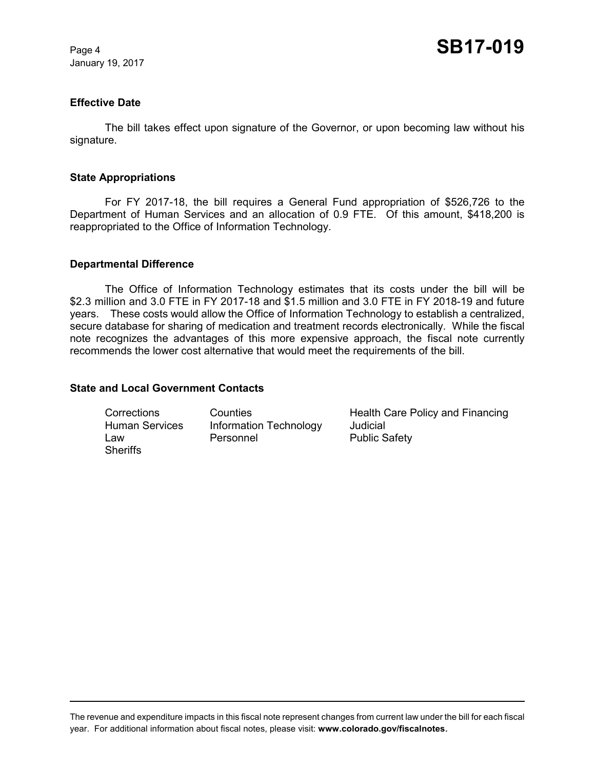### Effective Date

The bill takes effect upon signature of the Governor, or upon becoming law without his signature.

### State Appropriations

For FY 2017-18, the bill requires a General Fund appropriation of $526,726 to the Department of Human Services and an allocation of 0.9 FTE. Of this amount, $418,200 is reappropriated to the Office of Information Technology.

### Departmental Difference

The Office of Information Technology estimates that its costs under the bill will be $2.3 million and 3.0 FTE in FY 2017-18 and $1.5 million and 3.0 FTE in FY 2018-19 and future years. These costs would allow the Office of Information Technology to establish a centralized, secure database for sharing of medication and treatment records electronically. While the fiscal note recognizes the advantages of this more expensive approach, the fiscal note currently recommends the lower cost alternative that would meet the requirements of the bill.

### State and Local Government Contacts

| | | |
|---|---|---|
| Corrections | Counties | Health Care Policy and Financing |
| Human Services | Information Technology | Judicial |
| Law | Personnel | Public Safety |
| Sheriffs | | |

The revenue and expenditure impacts in this fiscal note represent changes from current law under the bill for each fiscal year. For additional information about fiscal notes, please visit: **www.colorado.gov/fiscalnotes.**